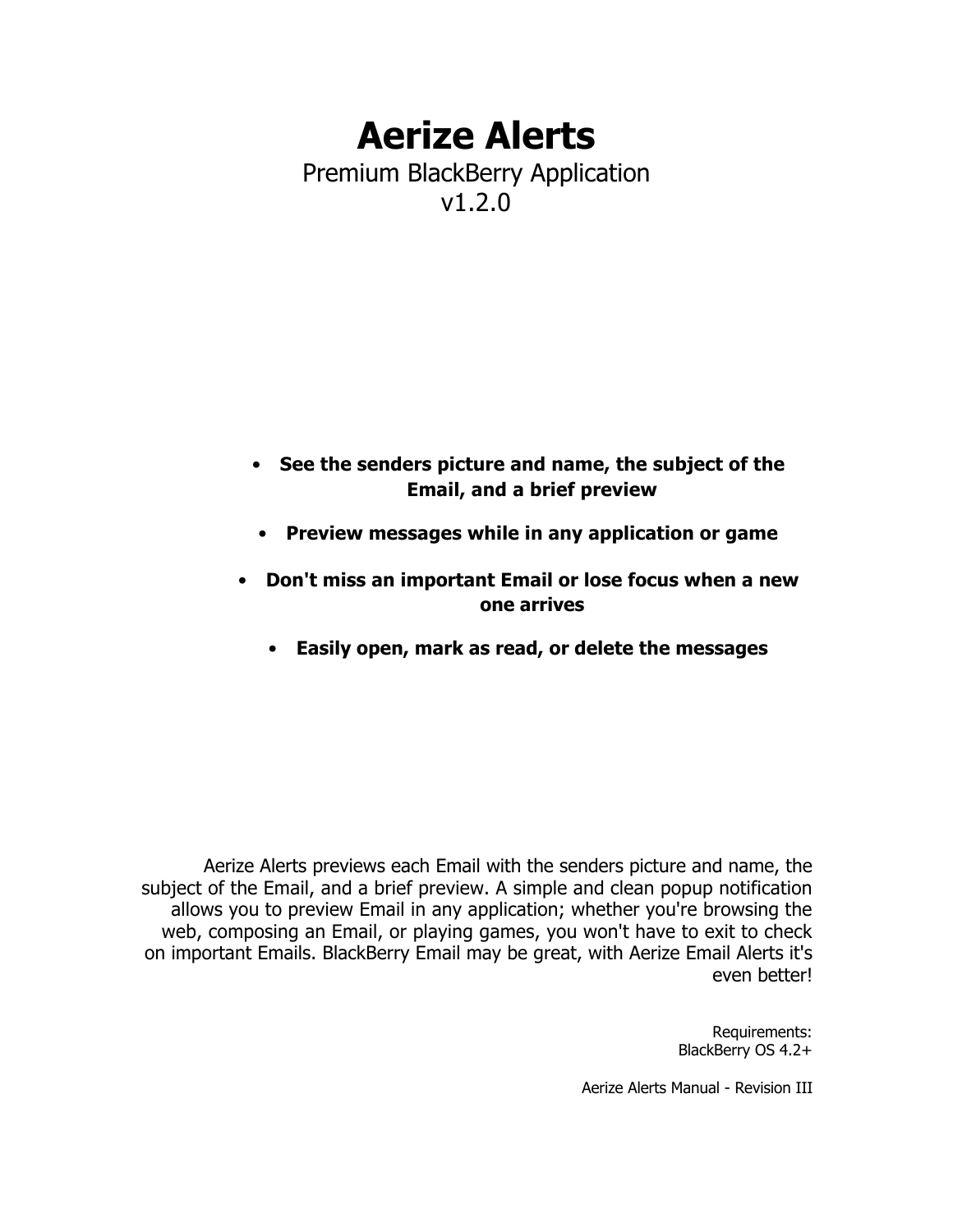# Aerize Alerts

Premium BlackBerry Application
v1.2.0

- **See the senders picture and name, the subject of the Email, and a brief preview**
- **Preview messages while in any application or game**
- **Don't miss an important Email or lose focus when a new one arrives**
- **Easily open, mark as read, or delete the messages**

Aerize Alerts previews each Email with the senders picture and name, the subject of the Email, and a brief preview. A simple and clean popup notification allows you to preview Email in any application; whether you're browsing the web, composing an Email, or playing games, you won't have to exit to check on important Emails. BlackBerry Email may be great, with Aerize Email Alerts it's even better!

Requirements:
BlackBerry OS 4.2+

Aerize Alerts Manual - Revision III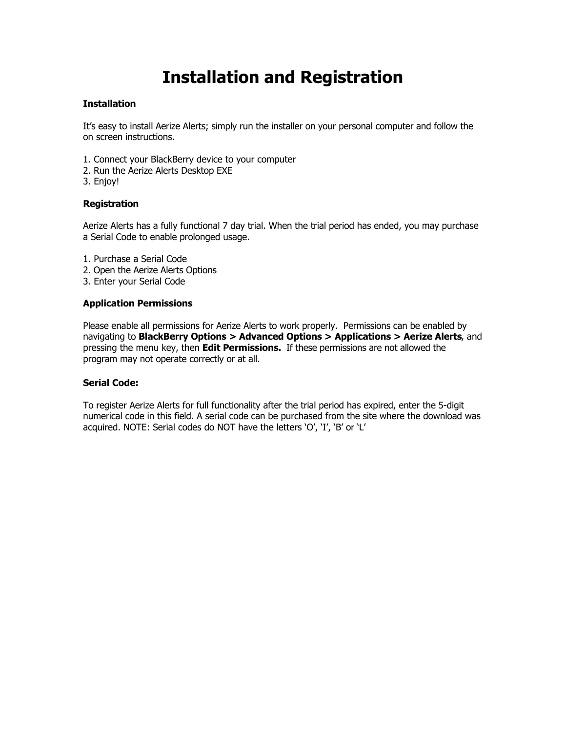# Installation and Registration

**Installation**

It's easy to install Aerize Alerts; simply run the installer on your personal computer and follow the on screen instructions.

1. Connect your BlackBerry device to your computer
2. Run the Aerize Alerts Desktop EXE
3. Enjoy!

**Registration**

Aerize Alerts has a fully functional 7 day trial. When the trial period has ended, you may purchase a Serial Code to enable prolonged usage.

1. Purchase a Serial Code
2. Open the Aerize Alerts Options
3. Enter your Serial Code

**Application Permissions**

Please enable all permissions for Aerize Alerts to work properly. Permissions can be enabled by navigating to **BlackBerry Options > Advanced Options > Applications > Aerize Alerts**, and pressing the menu key, then **Edit Permissions.** If these permissions are not allowed the program may not operate correctly or at all.

**Serial Code:**

To register Aerize Alerts for full functionality after the trial period has expired, enter the 5-digit numerical code in this field. A serial code can be purchased from the site where the download was acquired. NOTE: Serial codes do NOT have the letters 'O', 'I', 'B' or 'L'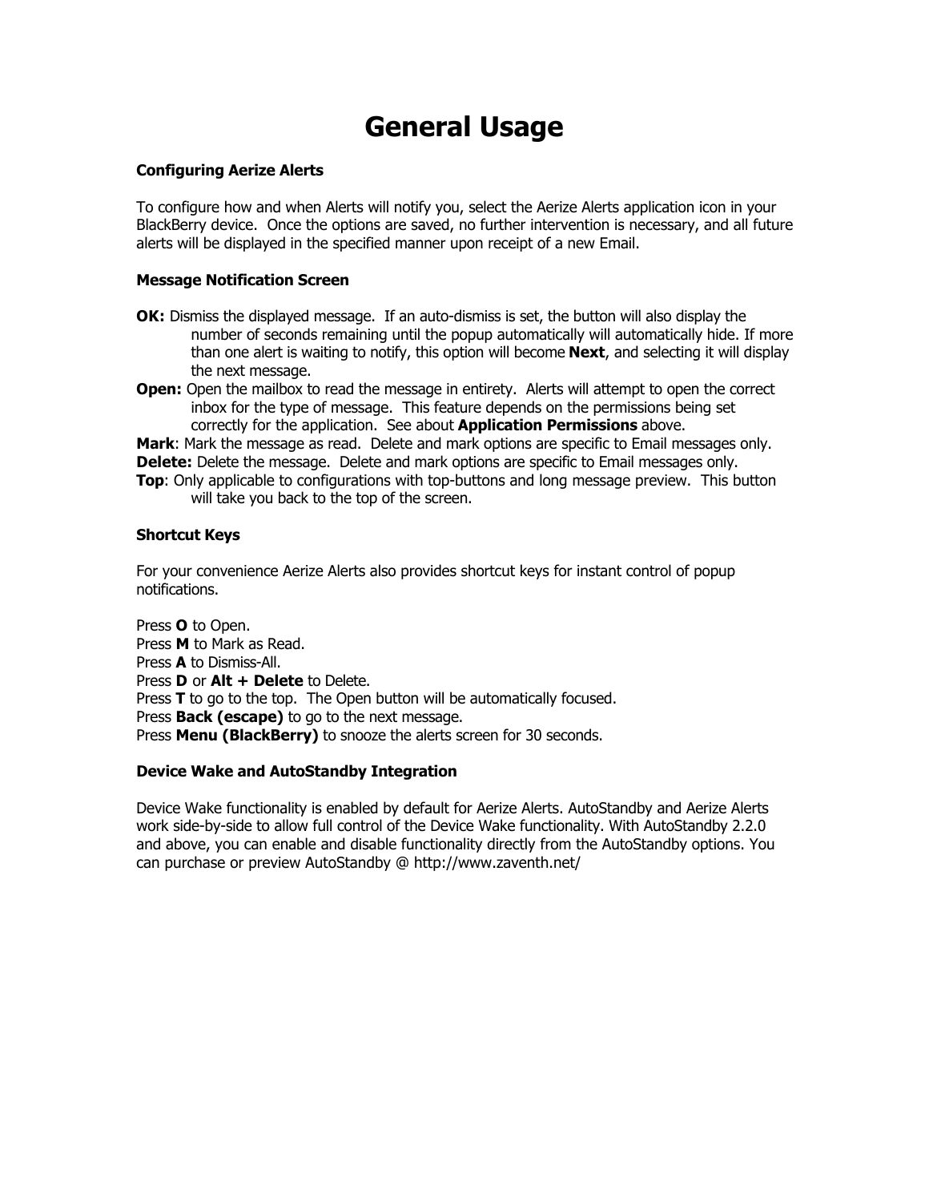# General Usage

### Configuring Aerize Alerts

To configure how and when Alerts will notify you, select the Aerize Alerts application icon in your BlackBerry device.  Once the options are saved, no further intervention is necessary, and all future alerts will be displayed in the specified manner upon receipt of a new Email.

### Message Notification Screen

**OK:** Dismiss the displayed message.  If an auto-dismiss is set, the button will also display the number of seconds remaining until the popup automatically will automatically hide. If more than one alert is waiting to notify, this option will become **Next**, and selecting it will display the next message.

**Open:** Open the mailbox to read the message in entirety.  Alerts will attempt to open the correct inbox for the type of message.  This feature depends on the permissions being set correctly for the application.  See about **Application Permissions** above.

**Mark**: Mark the message as read.  Delete and mark options are specific to Email messages only.

**Delete:** Delete the message.  Delete and mark options are specific to Email messages only.

**Top**: Only applicable to configurations with top-buttons and long message preview.  This button will take you back to the top of the screen.

### Shortcut Keys

For your convenience Aerize Alerts also provides shortcut keys for instant control of popup notifications.

Press **O** to Open.
Press **M** to Mark as Read.
Press **A** to Dismiss-All.
Press **D** or **Alt + Delete** to Delete.
Press **T** to go to the top.  The Open button will be automatically focused.
Press **Back (escape)** to go to the next message.
Press **Menu (BlackBerry)** to snooze the alerts screen for 30 seconds.

### Device Wake and AutoStandby Integration

Device Wake functionality is enabled by default for Aerize Alerts. AutoStandby and Aerize Alerts work side-by-side to allow full control of the Device Wake functionality. With AutoStandby 2.2.0 and above, you can enable and disable functionality directly from the AutoStandby options. You can purchase or preview AutoStandby @ http://www.zaventh.net/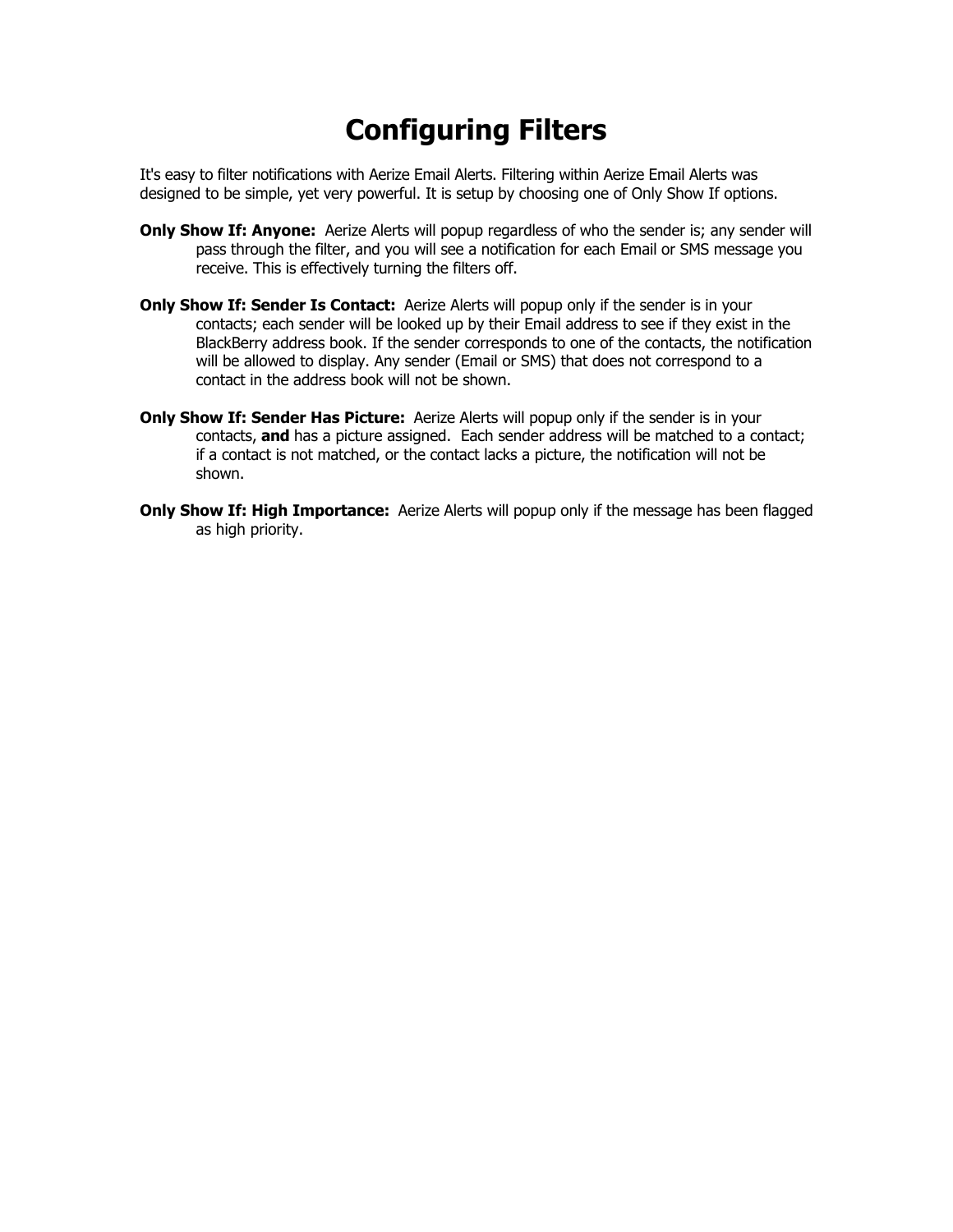# Configuring Filters

It's easy to filter notifications with Aerize Email Alerts. Filtering within Aerize Email Alerts was designed to be simple, yet very powerful. It is setup by choosing one of Only Show If options.

**Only Show If: Anyone:** Aerize Alerts will popup regardless of who the sender is; any sender will pass through the filter, and you will see a notification for each Email or SMS message you receive. This is effectively turning the filters off.

**Only Show If: Sender Is Contact:** Aerize Alerts will popup only if the sender is in your contacts; each sender will be looked up by their Email address to see if they exist in the BlackBerry address book. If the sender corresponds to one of the contacts, the notification will be allowed to display. Any sender (Email or SMS) that does not correspond to a contact in the address book will not be shown.

**Only Show If: Sender Has Picture:** Aerize Alerts will popup only if the sender is in your contacts, **and** has a picture assigned. Each sender address will be matched to a contact; if a contact is not matched, or the contact lacks a picture, the notification will not be shown.

**Only Show If: High Importance:** Aerize Alerts will popup only if the message has been flagged as high priority.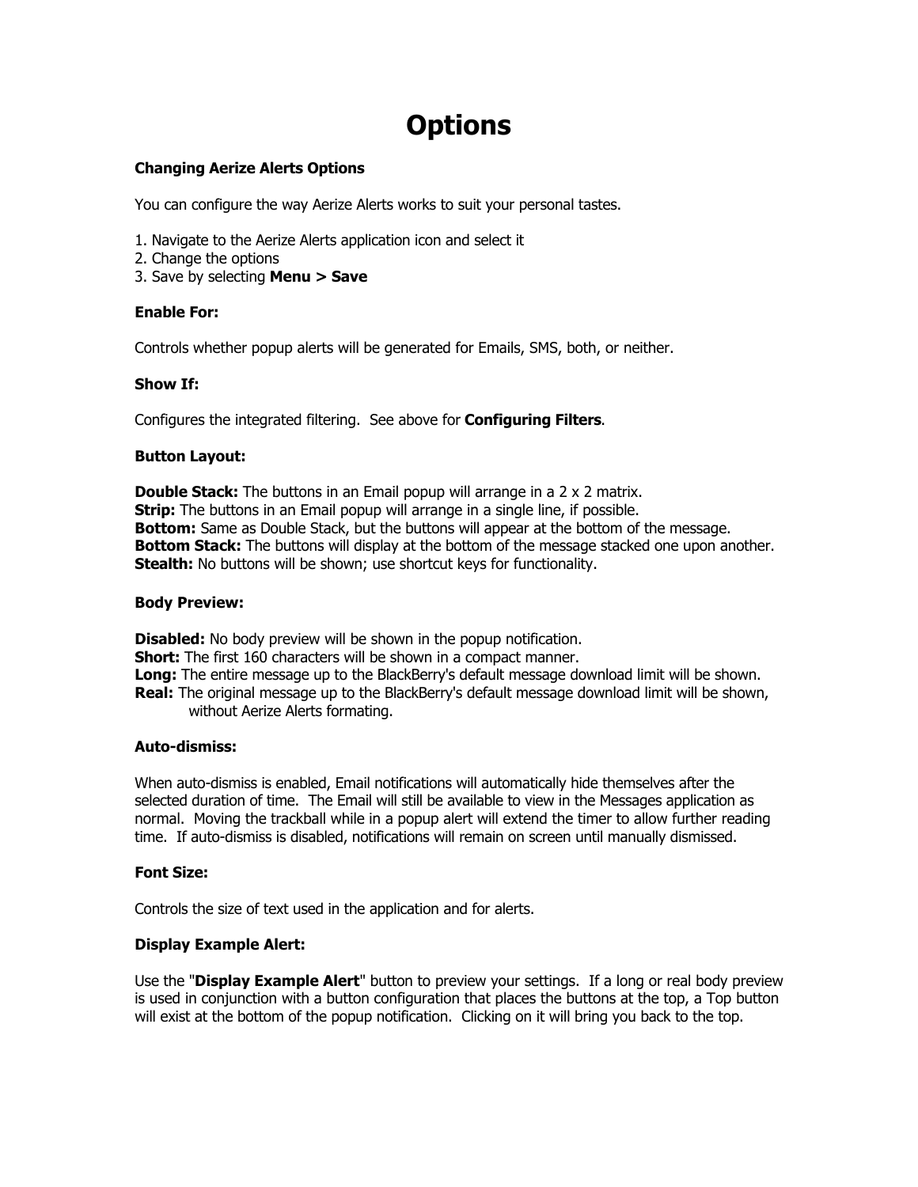# Options

### Changing Aerize Alerts Options

You can configure the way Aerize Alerts works to suit your personal tastes.

1. Navigate to the Aerize Alerts application icon and select it
2. Change the options
3. Save by selecting **Menu > Save**

### Enable For:

Controls whether popup alerts will be generated for Emails, SMS, both, or neither.

### Show If:

Configures the integrated filtering. See above for **Configuring Filters**.

### Button Layout:

**Double Stack:** The buttons in an Email popup will arrange in a 2 x 2 matrix.
**Strip:** The buttons in an Email popup will arrange in a single line, if possible.
**Bottom:** Same as Double Stack, but the buttons will appear at the bottom of the message.
**Bottom Stack:** The buttons will display at the bottom of the message stacked one upon another.
**Stealth:** No buttons will be shown; use shortcut keys for functionality.

### Body Preview:

**Disabled:** No body preview will be shown in the popup notification.
**Short:** The first 160 characters will be shown in a compact manner.
**Long:** The entire message up to the BlackBerry's default message download limit will be shown.
**Real:** The original message up to the BlackBerry's default message download limit will be shown, without Aerize Alerts formating.

### Auto-dismiss:

When auto-dismiss is enabled, Email notifications will automatically hide themselves after the selected duration of time. The Email will still be available to view in the Messages application as normal. Moving the trackball while in a popup alert will extend the timer to allow further reading time. If auto-dismiss is disabled, notifications will remain on screen until manually dismissed.

### Font Size:

Controls the size of text used in the application and for alerts.

### Display Example Alert:

Use the "**Display Example Alert**" button to preview your settings. If a long or real body preview is used in conjunction with a button configuration that places the buttons at the top, a Top button will exist at the bottom of the popup notification. Clicking on it will bring you back to the top.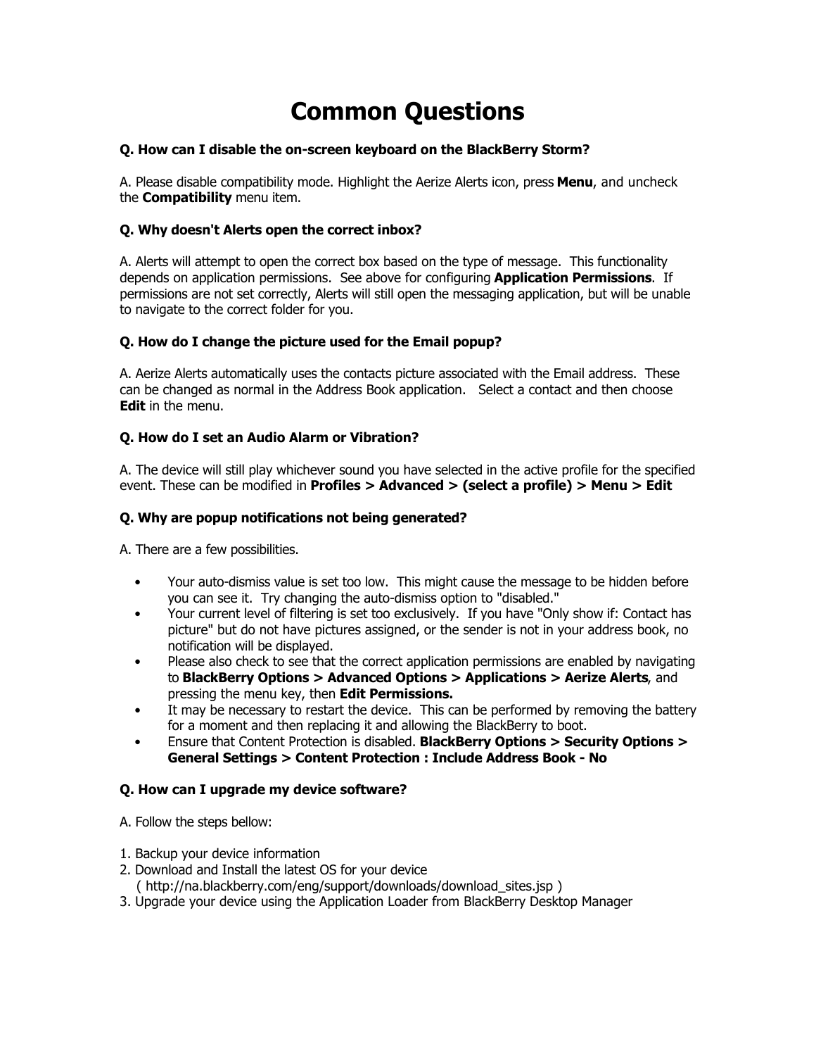# Common Questions

**Q. How can I disable the on-screen keyboard on the BlackBerry Storm?**

A. Please disable compatibility mode. Highlight the Aerize Alerts icon, press **Menu**, and uncheck the **Compatibility** menu item.

**Q. Why doesn't Alerts open the correct inbox?**

A. Alerts will attempt to open the correct box based on the type of message. This functionality depends on application permissions. See above for configuring **Application Permissions**. If permissions are not set correctly, Alerts will still open the messaging application, but will be unable to navigate to the correct folder for you.

**Q. How do I change the picture used for the Email popup?**

A. Aerize Alerts automatically uses the contacts picture associated with the Email address. These can be changed as normal in the Address Book application. Select a contact and then choose **Edit** in the menu.

**Q. How do I set an Audio Alarm or Vibration?**

A. The device will still play whichever sound you have selected in the active profile for the specified event. These can be modified in **Profiles > Advanced > (select a profile) > Menu > Edit**

**Q. Why are popup notifications not being generated?**

A. There are a few possibilities.

- Your auto-dismiss value is set too low. This might cause the message to be hidden before you can see it. Try changing the auto-dismiss option to "disabled."
- Your current level of filtering is set too exclusively. If you have "Only show if: Contact has picture" but do not have pictures assigned, or the sender is not in your address book, no notification will be displayed.
- Please also check to see that the correct application permissions are enabled by navigating to **BlackBerry Options > Advanced Options > Applications > Aerize Alerts**, and pressing the menu key, then **Edit Permissions.**
- It may be necessary to restart the device. This can be performed by removing the battery for a moment and then replacing it and allowing the BlackBerry to boot.
- Ensure that Content Protection is disabled. **BlackBerry Options > Security Options > General Settings > Content Protection : Include Address Book - No**

**Q. How can I upgrade my device software?**

A. Follow the steps bellow:

1. Backup your device information
2. Download and Install the latest OS for your device
   ( http://na.blackberry.com/eng/support/downloads/download_sites.jsp )
3. Upgrade your device using the Application Loader from BlackBerry Desktop Manager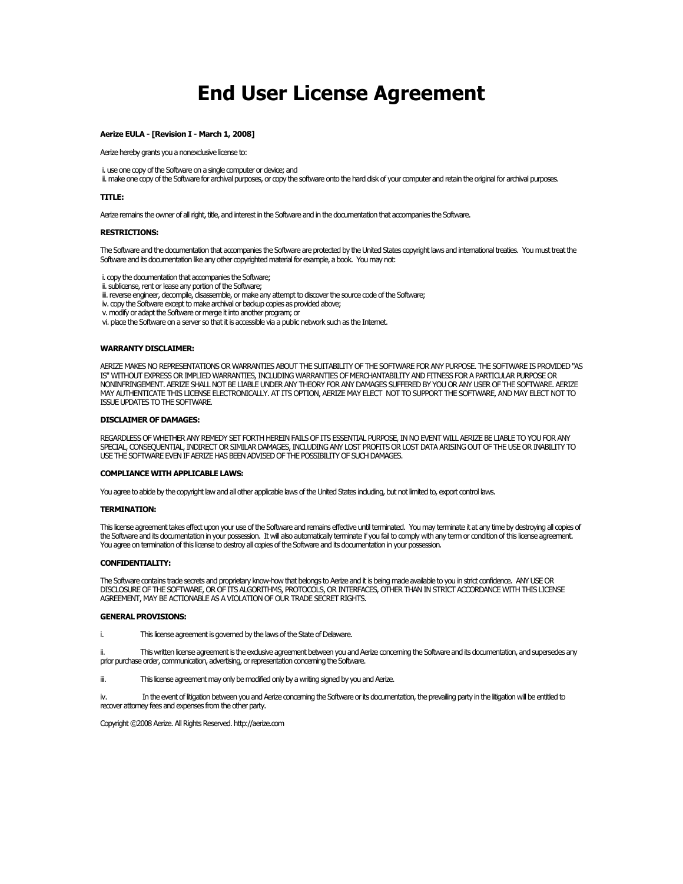# End User License Agreement

**Aerize EULA - [Revision I - March 1, 2008]**

Aerize hereby grants you a nonexclusive license to:

i. use one copy of the Software on a single computer or device; and
ii. make one copy of the Software for archival purposes, or copy the software onto the hard disk of your computer and retain the original for archival purposes.

**TITLE:**

Aerize remains the owner of all right, title, and interest in the Software and in the documentation that accompanies the Software.

**RESTRICTIONS:**

The Software and the documentation that accompanies the Software are protected by the United States copyright laws and international treaties. You must treat the Software and its documentation like any other copyrighted material for example, a book. You may not:

i. copy the documentation that accompanies the Software;
ii. sublicense, rent or lease any portion of the Software;
iii. reverse engineer, decompile, disassemble, or make any attempt to discover the source code of the Software;
iv. copy the Software except to make archival or backup copies as provided above;
v. modify or adapt the Software or merge it into another program; or
vi. place the Software on a server so that it is accessible via a public network such as the Internet.

**WARRANTY DISCLAIMER:**

AERIZE MAKES NO REPRESENTATIONS OR WARRANTIES ABOUT THE SUITABILITY OF THE SOFTWARE FOR ANY PURPOSE. THE SOFTWARE IS PROVIDED "AS IS" WITHOUT EXPRESS OR IMPLIED WARRANTIES, INCLUDING WARRANTIES OF MERCHANTABILITY AND FITNESS FOR A PARTICULAR PURPOSE OR NONINFRINGEMENT. AERIZE SHALL NOT BE LIABLE UNDER ANY THEORY FOR ANY DAMAGES SUFFERED BY YOU OR ANY USER OF THE SOFTWARE. AERIZE MAY AUTHENTICATE THIS LICENSE ELECTRONICALLY. AT ITS OPTION, AERIZE MAY ELECT NOT TO SUPPORT THE SOFTWARE, AND MAY ELECT NOT TO ISSUE UPDATES TO THE SOFTWARE.

**DISCLAIMER OF DAMAGES:**

REGARDLESS OF WHETHER ANY REMEDY SET FORTH HEREIN FAILS OF ITS ESSENTIAL PURPOSE, IN NO EVENT WILL AERIZE BE LIABLE TO YOU FOR ANY SPECIAL, CONSEQUENTIAL, INDIRECT OR SIMILAR DAMAGES, INCLUDING ANY LOST PROFITS OR LOST DATA ARISING OUT OF THE USE OR INABILITY TO USE THE SOFTWARE EVEN IF AERIZE HAS BEEN ADVISED OF THE POSSIBILITY OF SUCH DAMAGES.

**COMPLIANCE WITH APPLICABLE LAWS:**

You agree to abide by the copyright law and all other applicable laws of the United States including, but not limited to, export control laws.

**TERMINATION:**

This license agreement takes effect upon your use of the Software and remains effective until terminated. You may terminate it at any time by destroying all copies of the Software and its documentation in your possession. It will also automatically terminate if you fail to comply with any term or condition of this license agreement. You agree on termination of this license to destroy all copies of the Software and its documentation in your possession.

**CONFIDENTIALITY:**

The Software contains trade secrets and proprietary know-how that belongs to Aerize and it is being made available to you in strict confidence. ANY USE OR DISCLOSURE OF THE SOFTWARE, OR OF ITS ALGORITHMS, PROTOCOLS, OR INTERFACES, OTHER THAN IN STRICT ACCORDANCE WITH THIS LICENSE AGREEMENT, MAY BE ACTIONABLE AS A VIOLATION OF OUR TRADE SECRET RIGHTS.

**GENERAL PROVISIONS:**

i. This license agreement is governed by the laws of the State of Delaware.

ii. This written license agreement is the exclusive agreement between you and Aerize concerning the Software and its documentation, and supersedes any prior purchase order, communication, advertising, or representation concerning the Software.

iii. This license agreement may only be modified only by a writing signed by you and Aerize.

iv. In the event of litigation between you and Aerize concerning the Software or its documentation, the prevailing party in the litigation will be entitled to recover attorney fees and expenses from the other party.

Copyright ©2008 Aerize. All Rights Reserved. http://aerize.com